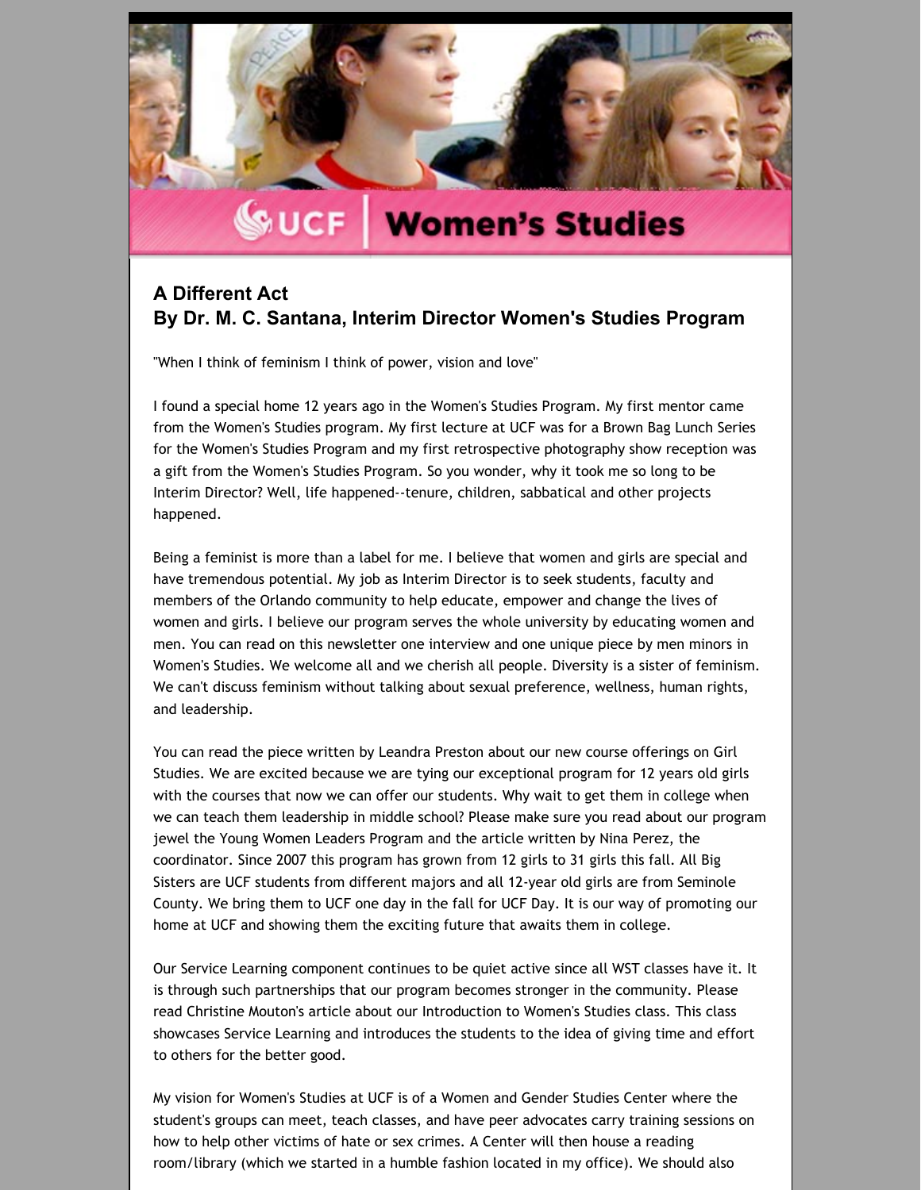## A Different Act
## By Dr. M. C. Santana, Interim Director Women's Studies Program

"When I think of feminism I think of power, vision and love"

I found a special home 12 years ago in the Women's Studies Program. My first mentor came from the Women's Studies program. My first lecture at UCF was for a Brown Bag Lunch Series for the Women's Studies Program and my first retrospective photography show reception was a gift from the Women's Studies Program. So you wonder, why it took me so long to be Interim Director? Well, life happened--tenure, children, sabbatical and other projects happened.

Being a feminist is more than a label for me. I believe that women and girls are special and have tremendous potential. My job as Interim Director is to seek students, faculty and members of the Orlando community to help educate, empower and change the lives of women and girls. I believe our program serves the whole university by educating women and men. You can read on this newsletter one interview and one unique piece by men minors in Women's Studies. We welcome all and we cherish all people. Diversity is a sister of feminism. We can't discuss feminism without talking about sexual preference, wellness, human rights, and leadership.

You can read the piece written by Leandra Preston about our new course offerings on Girl Studies. We are excited because we are tying our exceptional program for 12 years old girls with the courses that now we can offer our students. Why wait to get them in college when we can teach them leadership in middle school? Please make sure you read about our program jewel the Young Women Leaders Program and the article written by Nina Perez, the coordinator. Since 2007 this program has grown from 12 girls to 31 girls this fall. All Big Sisters are UCF students from different majors and all 12-year old girls are from Seminole County. We bring them to UCF one day in the fall for UCF Day. It is our way of promoting our home at UCF and showing them the exciting future that awaits them in college.

Our Service Learning component continues to be quiet active since all WST classes have it. It is through such partnerships that our program becomes stronger in the community. Please read Christine Mouton's article about our Introduction to Women's Studies class. This class showcases Service Learning and introduces the students to the idea of giving time and effort to others for the better good.

My vision for Women's Studies at UCF is of a Women and Gender Studies Center where the student's groups can meet, teach classes, and have peer advocates carry training sessions on how to help other victims of hate or sex crimes. A Center will then house a reading room/library (which we started in a humble fashion located in my office). We should also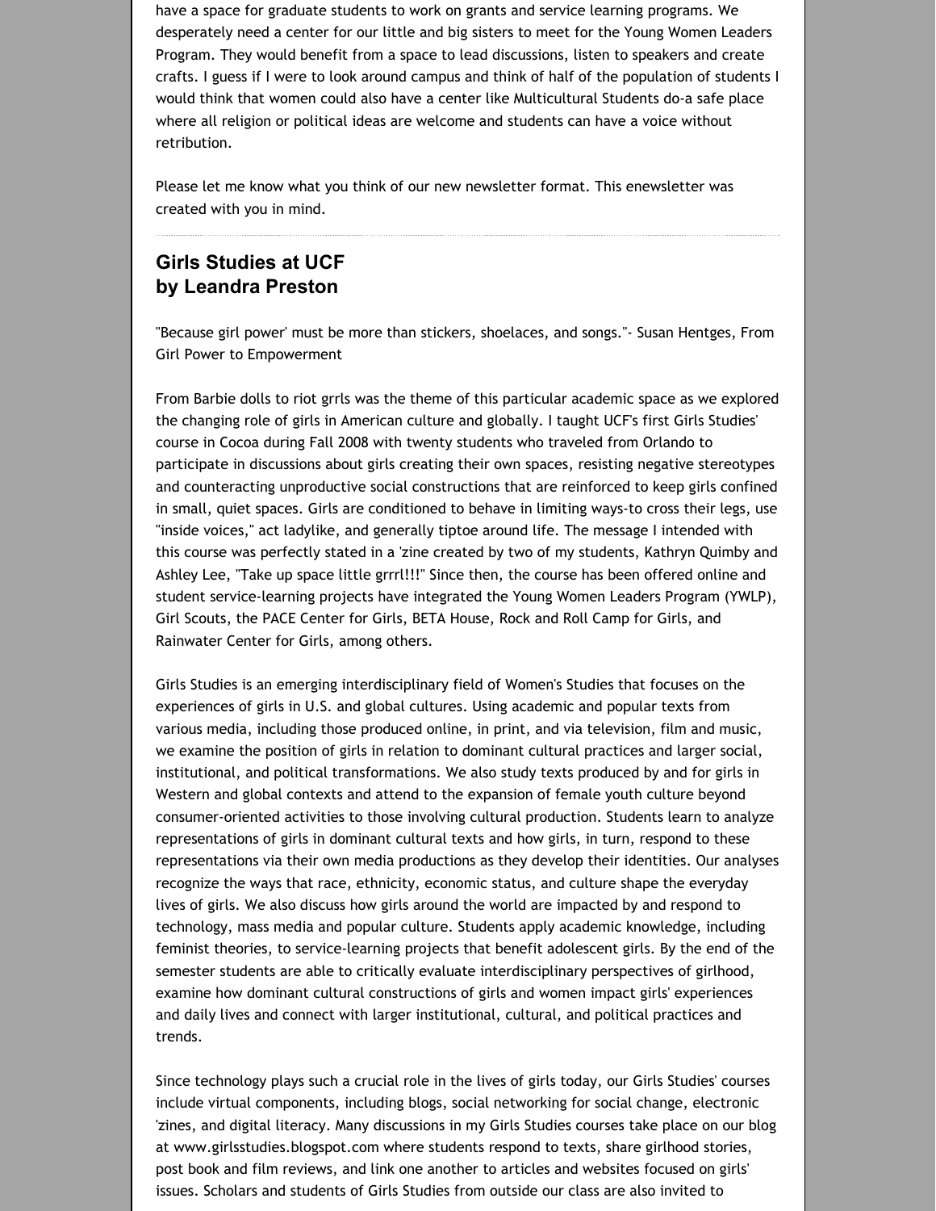have a space for graduate students to work on grants and service learning programs. We desperately need a center for our little and big sisters to meet for the Young Women Leaders Program. They would benefit from a space to lead discussions, listen to speakers and create crafts. I guess if I were to look around campus and think of half of the population of students I would think that women could also have a center like Multicultural Students do-a safe place where all religion or political ideas are welcome and students can have a voice without retribution.

Please let me know what you think of our new newsletter format. This enewsletter was created with you in mind.

---

## Girls Studies at UCF
## by Leandra Preston

"Because girl power' must be more than stickers, shoelaces, and songs."- Susan Hentges, From Girl Power to Empowerment

From Barbie dolls to riot grrls was the theme of this particular academic space as we explored the changing role of girls in American culture and globally. I taught UCF's first Girls Studies' course in Cocoa during Fall 2008 with twenty students who traveled from Orlando to participate in discussions about girls creating their own spaces, resisting negative stereotypes and counteracting unproductive social constructions that are reinforced to keep girls confined in small, quiet spaces. Girls are conditioned to behave in limiting ways-to cross their legs, use "inside voices," act ladylike, and generally tiptoe around life. The message I intended with this course was perfectly stated in a 'zine created by two of my students, Kathryn Quimby and Ashley Lee, "Take up space little grrrl!!!" Since then, the course has been offered online and student service-learning projects have integrated the Young Women Leaders Program (YWLP), Girl Scouts, the PACE Center for Girls, BETA House, Rock and Roll Camp for Girls, and Rainwater Center for Girls, among others.

Girls Studies is an emerging interdisciplinary field of Women's Studies that focuses on the experiences of girls in U.S. and global cultures. Using academic and popular texts from various media, including those produced online, in print, and via television, film and music, we examine the position of girls in relation to dominant cultural practices and larger social, institutional, and political transformations. We also study texts produced by and for girls in Western and global contexts and attend to the expansion of female youth culture beyond consumer-oriented activities to those involving cultural production. Students learn to analyze representations of girls in dominant cultural texts and how girls, in turn, respond to these representations via their own media productions as they develop their identities. Our analyses recognize the ways that race, ethnicity, economic status, and culture shape the everyday lives of girls. We also discuss how girls around the world are impacted by and respond to technology, mass media and popular culture. Students apply academic knowledge, including feminist theories, to service-learning projects that benefit adolescent girls. By the end of the semester students are able to critically evaluate interdisciplinary perspectives of girlhood, examine how dominant cultural constructions of girls and women impact girls' experiences and daily lives and connect with larger institutional, cultural, and political practices and trends.

Since technology plays such a crucial role in the lives of girls today, our Girls Studies' courses include virtual components, including blogs, social networking for social change, electronic 'zines, and digital literacy. Many discussions in my Girls Studies courses take place on our blog at www.girlsstudies.blogspot.com where students respond to texts, share girlhood stories, post book and film reviews, and link one another to articles and websites focused on girls' issues. Scholars and students of Girls Studies from outside our class are also invited to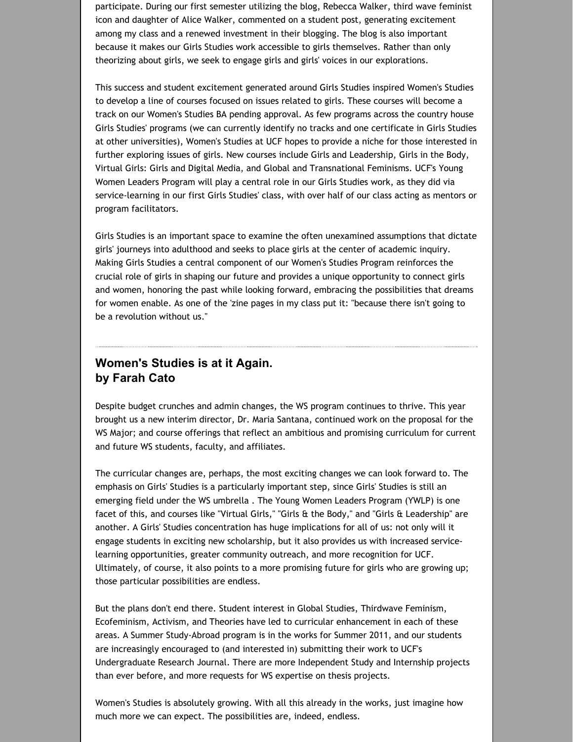participate. During our first semester utilizing the blog, Rebecca Walker, third wave feminist icon and daughter of Alice Walker, commented on a student post, generating excitement among my class and a renewed investment in their blogging. The blog is also important because it makes our Girls Studies work accessible to girls themselves. Rather than only theorizing about girls, we seek to engage girls and girls' voices in our explorations.

This success and student excitement generated around Girls Studies inspired Women's Studies to develop a line of courses focused on issues related to girls. These courses will become a track on our Women's Studies BA pending approval. As few programs across the country house Girls Studies' programs (we can currently identify no tracks and one certificate in Girls Studies at other universities), Women's Studies at UCF hopes to provide a niche for those interested in further exploring issues of girls. New courses include Girls and Leadership, Girls in the Body, Virtual Girls: Girls and Digital Media, and Global and Transnational Feminisms. UCF's Young Women Leaders Program will play a central role in our Girls Studies work, as they did via service-learning in our first Girls Studies' class, with over half of our class acting as mentors or program facilitators.

Girls Studies is an important space to examine the often unexamined assumptions that dictate girls' journeys into adulthood and seeks to place girls at the center of academic inquiry. Making Girls Studies a central component of our Women's Studies Program reinforces the crucial role of girls in shaping our future and provides a unique opportunity to connect girls and women, honoring the past while looking forward, embracing the possibilities that dreams for women enable. As one of the 'zine pages in my class put it: "because there isn't going to be a revolution without us."

---

## Women's Studies is at it Again.
## by Farah Cato

Despite budget crunches and admin changes, the WS program continues to thrive. This year brought us a new interim director, Dr. Maria Santana, continued work on the proposal for the WS Major; and course offerings that reflect an ambitious and promising curriculum for current and future WS students, faculty, and affiliates.

The curricular changes are, perhaps, the most exciting changes we can look forward to. The emphasis on Girls' Studies is a particularly important step, since Girls' Studies is still an emerging field under the WS umbrella . The Young Women Leaders Program (YWLP) is one facet of this, and courses like "Virtual Girls," "Girls & the Body," and "Girls & Leadership" are another. A Girls' Studies concentration has huge implications for all of us: not only will it engage students in exciting new scholarship, but it also provides us with increased service-learning opportunities, greater community outreach, and more recognition for UCF. Ultimately, of course, it also points to a more promising future for girls who are growing up; those particular possibilities are endless.

But the plans don't end there. Student interest in Global Studies, Thirdwave Feminism, Ecofeminism, Activism, and Theories have led to curricular enhancement in each of these areas. A Summer Study-Abroad program is in the works for Summer 2011, and our students are increasingly encouraged to (and interested in) submitting their work to UCF's Undergraduate Research Journal. There are more Independent Study and Internship projects than ever before, and more requests for WS expertise on thesis projects.

Women's Studies is absolutely growing. With all this already in the works, just imagine how much more we can expect. The possibilities are, indeed, endless.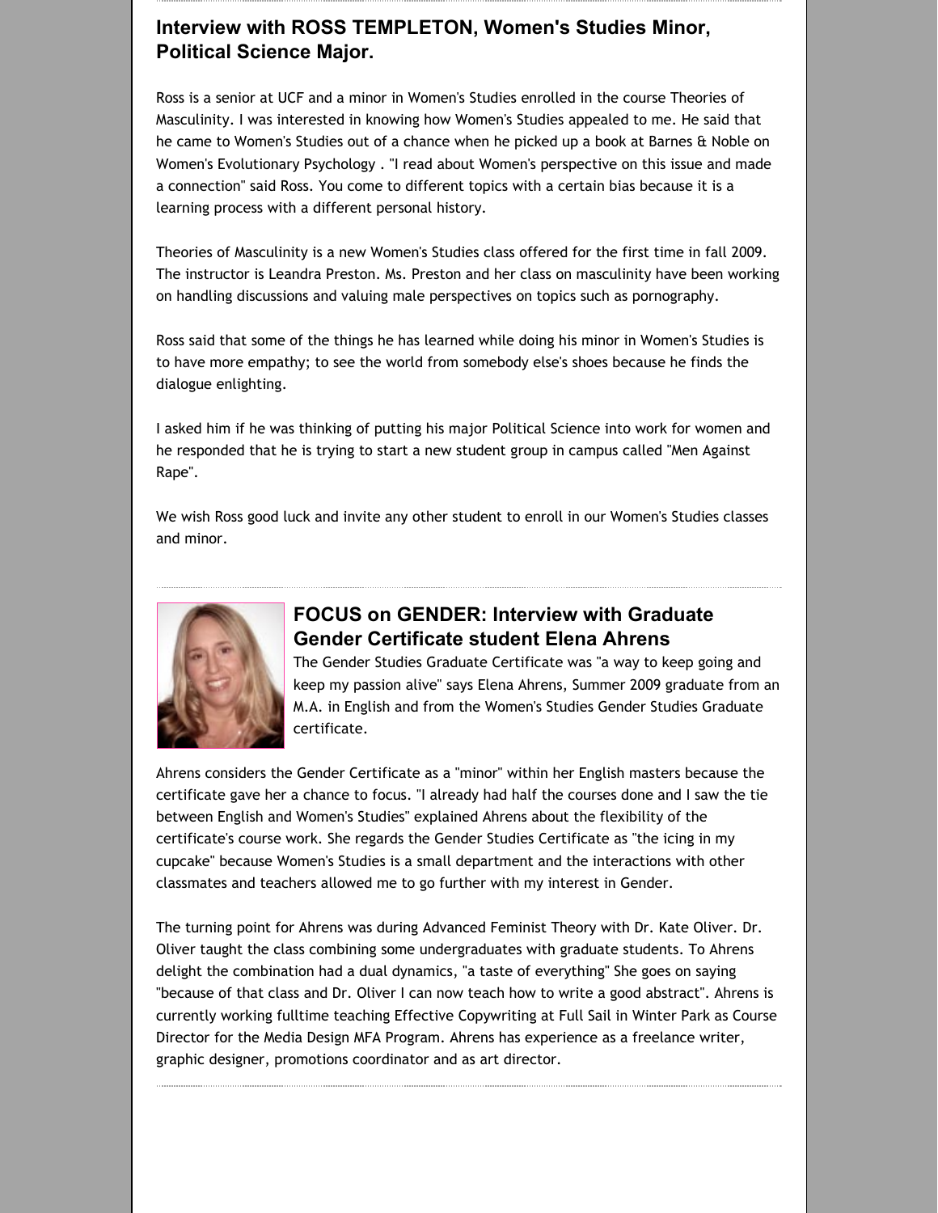## Interview with ROSS TEMPLETON, Women's Studies Minor, Political Science Major.

Ross is a senior at UCF and a minor in Women's Studies enrolled in the course Theories of Masculinity. I was interested in knowing how Women's Studies appealed to me. He said that he came to Women's Studies out of a chance when he picked up a book at Barnes & Noble on Women's Evolutionary Psychology . "I read about Women's perspective on this issue and made a connection" said Ross. You come to different topics with a certain bias because it is a learning process with a different personal history.

Theories of Masculinity is a new Women's Studies class offered for the first time in fall 2009. The instructor is Leandra Preston. Ms. Preston and her class on masculinity have been working on handling discussions and valuing male perspectives on topics such as pornography.

Ross said that some of the things he has learned while doing his minor in Women's Studies is to have more empathy; to see the world from somebody else's shoes because he finds the dialogue enlighting.

I asked him if he was thinking of putting his major Political Science into work for women and he responded that he is trying to start a new student group in campus called "Men Against Rape".

We wish Ross good luck and invite any other student to enroll in our Women's Studies classes and minor.

## FOCUS on GENDER: Interview with Graduate Gender Certificate student Elena Ahrens

The Gender Studies Graduate Certificate was "a way to keep going and keep my passion alive" says Elena Ahrens, Summer 2009 graduate from an M.A. in English and from the Women's Studies Gender Studies Graduate certificate.

Ahrens considers the Gender Certificate as a "minor" within her English masters because the certificate gave her a chance to focus. "I already had half the courses done and I saw the tie between English and Women's Studies" explained Ahrens about the flexibility of the certificate's course work. She regards the Gender Studies Certificate as "the icing in my cupcake" because Women's Studies is a small department and the interactions with other classmates and teachers allowed me to go further with my interest in Gender.

The turning point for Ahrens was during Advanced Feminist Theory with Dr. Kate Oliver. Dr. Oliver taught the class combining some undergraduates with graduate students. To Ahrens delight the combination had a dual dynamics, "a taste of everything" She goes on saying "because of that class and Dr. Oliver I can now teach how to write a good abstract". Ahrens is currently working fulltime teaching Effective Copywriting at Full Sail in Winter Park as Course Director for the Media Design MFA Program. Ahrens has experience as a freelance writer, graphic designer, promotions coordinator and as art director.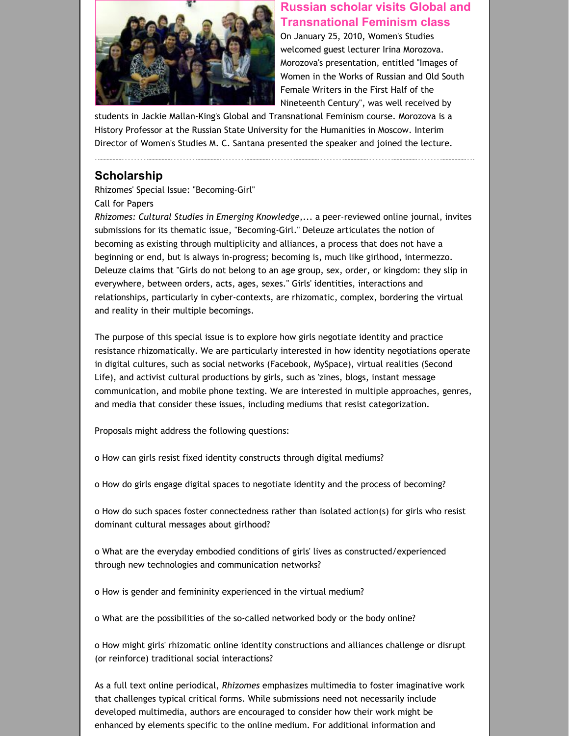## Russian scholar visits Global and Transnational Feminism class

On January 25, 2010, Women's Studies welcomed guest lecturer Irina Morozova. Morozova's presentation, entitled "Images of Women in the Works of Russian and Old South Female Writers in the First Half of the Nineteenth Century", was well received by students in Jackie Mallan-King's Global and Transnational Feminism course. Morozova is a History Professor at the Russian State University for the Humanities in Moscow. Interim Director of Women's Studies M. C. Santana presented the speaker and joined the lecture.

---

## Scholarship

Rhizomes' Special Issue: "Becoming-Girl"

Call for Papers

*Rhizomes: Cultural Studies in Emerging Knowledge*,... a peer-reviewed online journal, invites submissions for its thematic issue, "Becoming-Girl." Deleuze articulates the notion of becoming as existing through multiplicity and alliances, a process that does not have a beginning or end, but is always in-progress; becoming is, much like girlhood, intermezzo. Deleuze claims that "Girls do not belong to an age group, sex, order, or kingdom: they slip in everywhere, between orders, acts, ages, sexes." Girls' identities, interactions and relationships, particularly in cyber-contexts, are rhizomatic, complex, bordering the virtual and reality in their multiple becomings.

The purpose of this special issue is to explore how girls negotiate identity and practice resistance rhizomatically. We are particularly interested in how identity negotiations operate in digital cultures, such as social networks (Facebook, MySpace), virtual realities (Second Life), and activist cultural productions by girls, such as 'zines, blogs, instant message communication, and mobile phone texting. We are interested in multiple approaches, genres, and media that consider these issues, including mediums that resist categorization.

Proposals might address the following questions:

o How can girls resist fixed identity constructs through digital mediums?

o How do girls engage digital spaces to negotiate identity and the process of becoming?

o How do such spaces foster connectedness rather than isolated action(s) for girls who resist dominant cultural messages about girlhood?

o What are the everyday embodied conditions of girls' lives as constructed/experienced through new technologies and communication networks?

o How is gender and femininity experienced in the virtual medium?

o What are the possibilities of the so-called networked body or the body online?

o How might girls' rhizomatic online identity constructions and alliances challenge or disrupt (or reinforce) traditional social interactions?

As a full text online periodical, *Rhizomes* emphasizes multimedia to foster imaginative work that challenges typical critical forms. While submissions need not necessarily include developed multimedia, authors are encouraged to consider how their work might be enhanced by elements specific to the online medium. For additional information and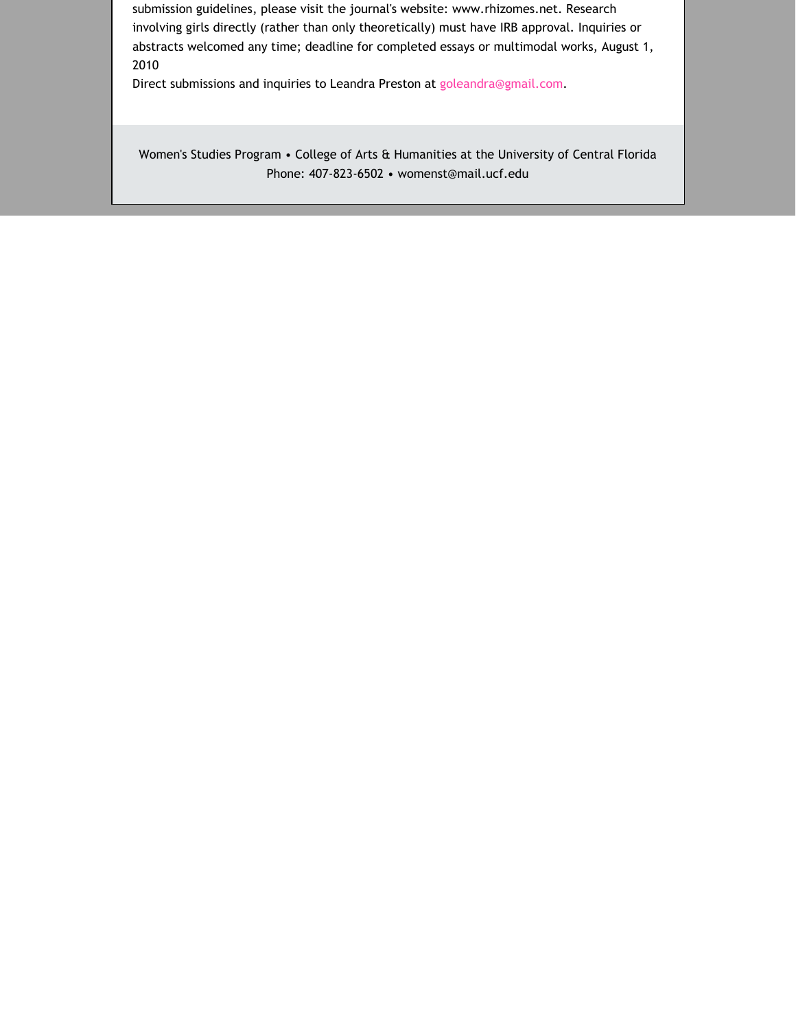submission guidelines, please visit the journal's website: www.rhizomes.net. Research involving girls directly (rather than only theoretically) must have IRB approval. Inquiries or abstracts welcomed any time; deadline for completed essays or multimodal works, August 1, 2010

Direct submissions and inquiries to Leandra Preston at goleandra@gmail.com.

Women's Studies Program • College of Arts & Humanities at the University of Central Florida
Phone: 407-823-6502 • womenst@mail.ucf.edu